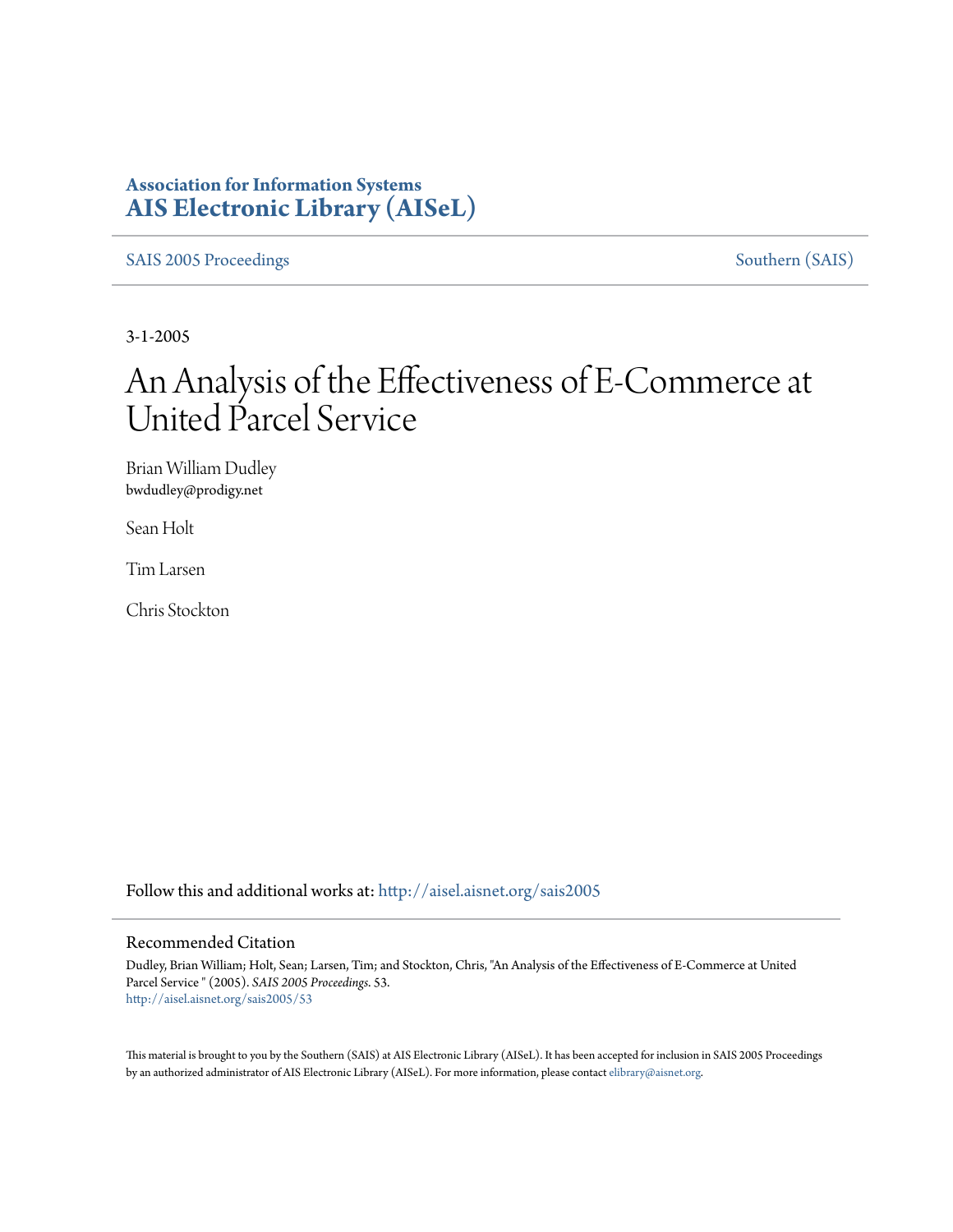**Association for Information Systems**
**AIS Electronic Library (AISeL)**

SAIS 2005 Proceedings — Southern (SAIS)

3-1-2005

# An Analysis of the Effectiveness of E-Commerce at United Parcel Service

Brian William Dudley
bwdudley@prodigy.net

Sean Holt

Tim Larsen

Chris Stockton

Follow this and additional works at: http://aisel.aisnet.org/sais2005

## Recommended Citation

Dudley, Brian William; Holt, Sean; Larsen, Tim; and Stockton, Chris, "An Analysis of the Effectiveness of E-Commerce at United Parcel Service " (2005). *SAIS 2005 Proceedings*. 53.
http://aisel.aisnet.org/sais2005/53

This material is brought to you by the Southern (SAIS) at AIS Electronic Library (AISeL). It has been accepted for inclusion in SAIS 2005 Proceedings by an authorized administrator of AIS Electronic Library (AISeL). For more information, please contact elibrary@aisnet.org.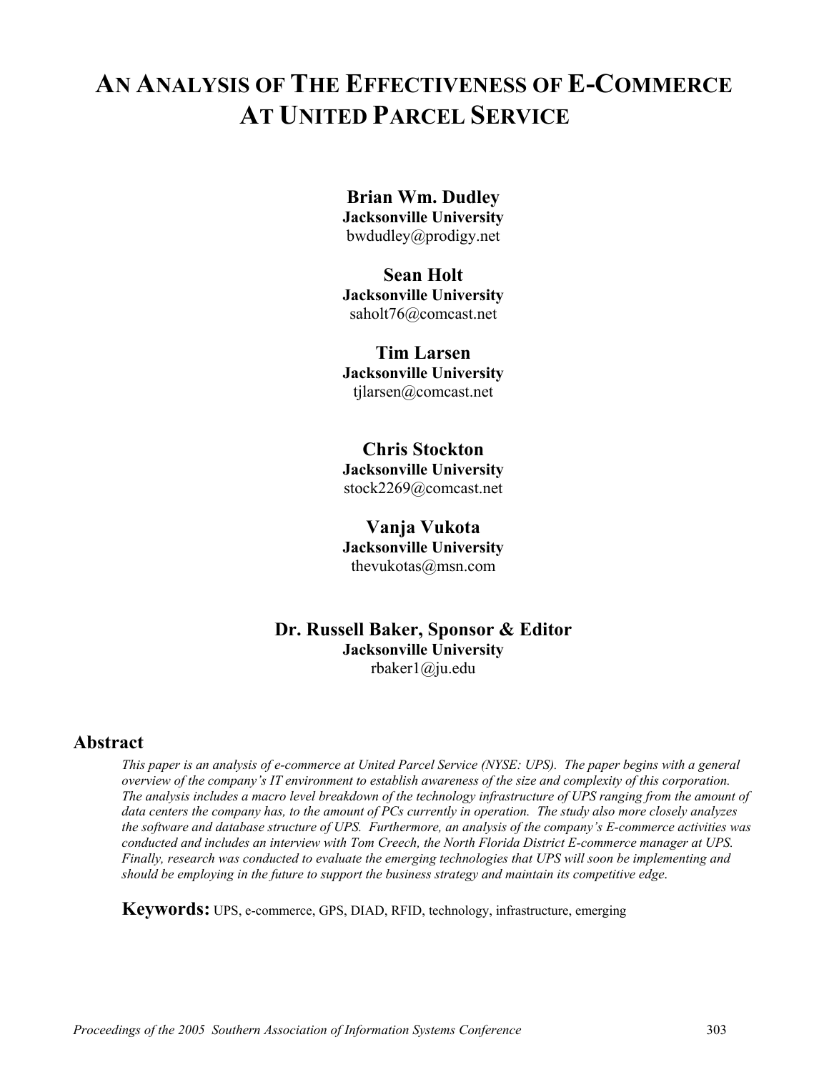# An Analysis of The Effectiveness of E-Commerce At United Parcel Service

**Brian Wm. Dudley**
**Jacksonville University**
bwdudley@prodigy.net

**Sean Holt**
**Jacksonville University**
saholt76@comcast.net

**Tim Larsen**
**Jacksonville University**
tjlarsen@comcast.net

**Chris Stockton**
**Jacksonville University**
stock2269@comcast.net

**Vanja Vukota**
**Jacksonville University**
thevukotas@msn.com

**Dr. Russell Baker, Sponsor & Editor**
**Jacksonville University**
rbaker1@ju.edu

## Abstract

*This paper is an analysis of e-commerce at United Parcel Service (NYSE: UPS). The paper begins with a general overview of the company's IT environment to establish awareness of the size and complexity of this corporation. The analysis includes a macro level breakdown of the technology infrastructure of UPS ranging from the amount of data centers the company has, to the amount of PCs currently in operation. The study also more closely analyzes the software and database structure of UPS. Furthermore, an analysis of the company's E-commerce activities was conducted and includes an interview with Tom Creech, the North Florida District E-commerce manager at UPS. Finally, research was conducted to evaluate the emerging technologies that UPS will soon be implementing and should be employing in the future to support the business strategy and maintain its competitive edge.*

**Keywords:** UPS, e-commerce, GPS, DIAD, RFID, technology, infrastructure, emerging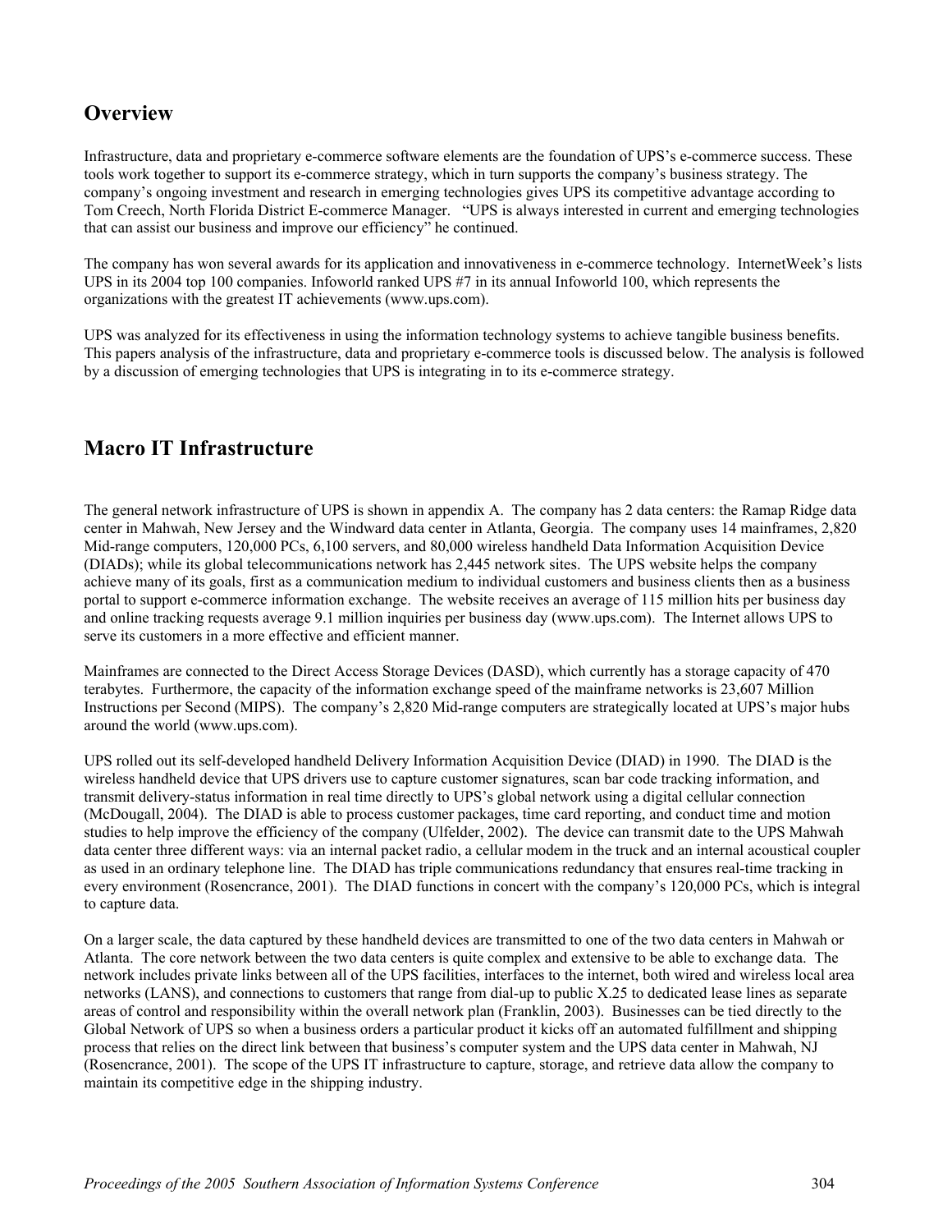## Overview

Infrastructure, data and proprietary e-commerce software elements are the foundation of UPS's e-commerce success. These tools work together to support its e-commerce strategy, which in turn supports the company's business strategy. The company's ongoing investment and research in emerging technologies gives UPS its competitive advantage according to Tom Creech, North Florida District E-commerce Manager. "UPS is always interested in current and emerging technologies that can assist our business and improve our efficiency" he continued.

The company has won several awards for its application and innovativeness in e-commerce technology. InternetWeek's lists UPS in its 2004 top 100 companies. Infoworld ranked UPS #7 in its annual Infoworld 100, which represents the organizations with the greatest IT achievements (www.ups.com).

UPS was analyzed for its effectiveness in using the information technology systems to achieve tangible business benefits. This papers analysis of the infrastructure, data and proprietary e-commerce tools is discussed below. The analysis is followed by a discussion of emerging technologies that UPS is integrating in to its e-commerce strategy.

## Macro IT Infrastructure

The general network infrastructure of UPS is shown in appendix A. The company has 2 data centers: the Ramap Ridge data center in Mahwah, New Jersey and the Windward data center in Atlanta, Georgia. The company uses 14 mainframes, 2,820 Mid-range computers, 120,000 PCs, 6,100 servers, and 80,000 wireless handheld Data Information Acquisition Device (DIADs); while its global telecommunications network has 2,445 network sites. The UPS website helps the company achieve many of its goals, first as a communication medium to individual customers and business clients then as a business portal to support e-commerce information exchange. The website receives an average of 115 million hits per business day and online tracking requests average 9.1 million inquiries per business day (www.ups.com). The Internet allows UPS to serve its customers in a more effective and efficient manner.

Mainframes are connected to the Direct Access Storage Devices (DASD), which currently has a storage capacity of 470 terabytes. Furthermore, the capacity of the information exchange speed of the mainframe networks is 23,607 Million Instructions per Second (MIPS). The company's 2,820 Mid-range computers are strategically located at UPS's major hubs around the world (www.ups.com).

UPS rolled out its self-developed handheld Delivery Information Acquisition Device (DIAD) in 1990. The DIAD is the wireless handheld device that UPS drivers use to capture customer signatures, scan bar code tracking information, and transmit delivery-status information in real time directly to UPS's global network using a digital cellular connection (McDougall, 2004). The DIAD is able to process customer packages, time card reporting, and conduct time and motion studies to help improve the efficiency of the company (Ulfelder, 2002). The device can transmit date to the UPS Mahwah data center three different ways: via an internal packet radio, a cellular modem in the truck and an internal acoustical coupler as used in an ordinary telephone line. The DIAD has triple communications redundancy that ensures real-time tracking in every environment (Rosencrance, 2001). The DIAD functions in concert with the company's 120,000 PCs, which is integral to capture data.

On a larger scale, the data captured by these handheld devices are transmitted to one of the two data centers in Mahwah or Atlanta. The core network between the two data centers is quite complex and extensive to be able to exchange data. The network includes private links between all of the UPS facilities, interfaces to the internet, both wired and wireless local area networks (LANS), and connections to customers that range from dial-up to public X.25 to dedicated lease lines as separate areas of control and responsibility within the overall network plan (Franklin, 2003). Businesses can be tied directly to the Global Network of UPS so when a business orders a particular product it kicks off an automated fulfillment and shipping process that relies on the direct link between that business's computer system and the UPS data center in Mahwah, NJ (Rosencrance, 2001). The scope of the UPS IT infrastructure to capture, storage, and retrieve data allow the company to maintain its competitive edge in the shipping industry.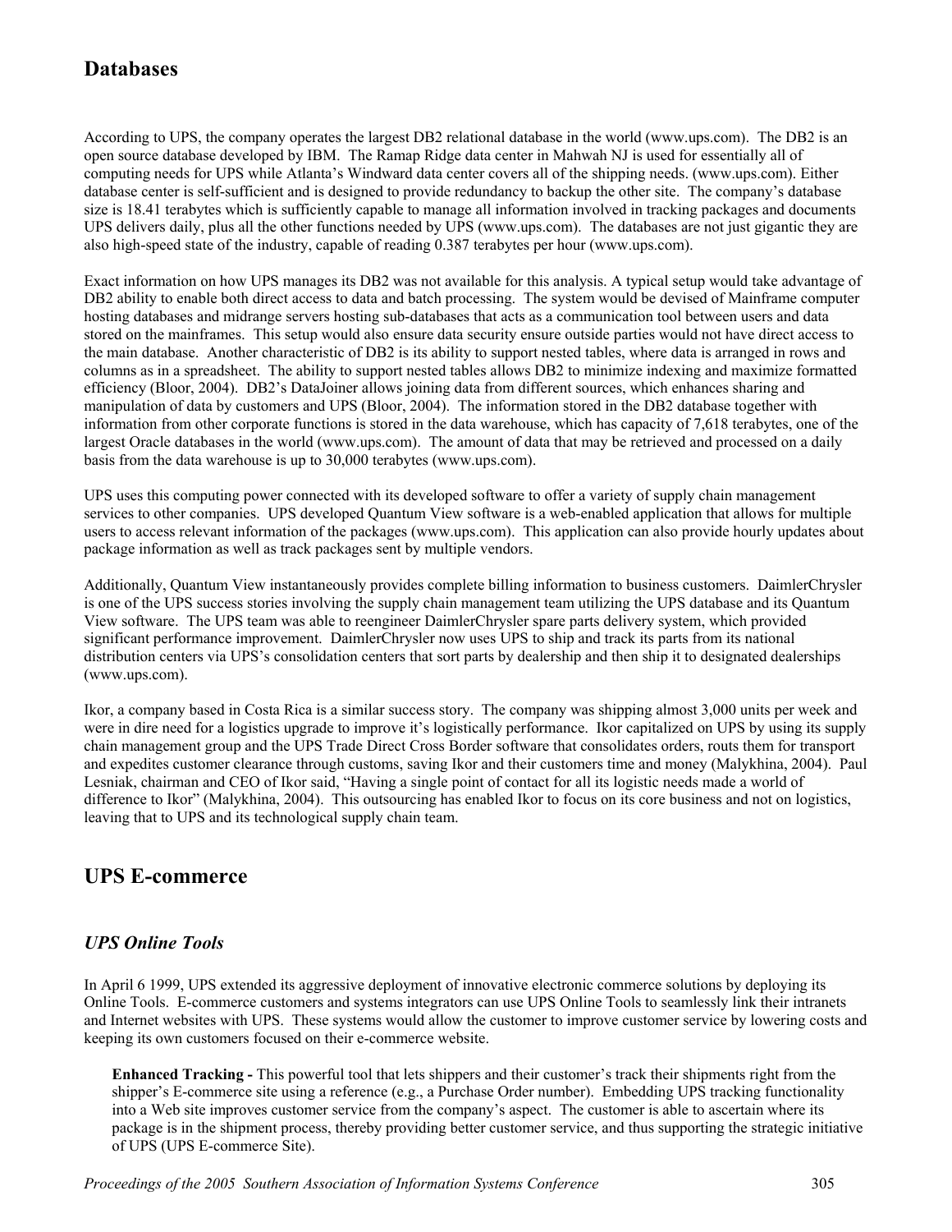## Databases

According to UPS, the company operates the largest DB2 relational database in the world (www.ups.com). The DB2 is an open source database developed by IBM. The Ramap Ridge data center in Mahwah NJ is used for essentially all of computing needs for UPS while Atlanta's Windward data center covers all of the shipping needs. (www.ups.com). Either database center is self-sufficient and is designed to provide redundancy to backup the other site. The company's database size is 18.41 terabytes which is sufficiently capable to manage all information involved in tracking packages and documents UPS delivers daily, plus all the other functions needed by UPS (www.ups.com). The databases are not just gigantic they are also high-speed state of the industry, capable of reading 0.387 terabytes per hour (www.ups.com).

Exact information on how UPS manages its DB2 was not available for this analysis. A typical setup would take advantage of DB2 ability to enable both direct access to data and batch processing. The system would be devised of Mainframe computer hosting databases and midrange servers hosting sub-databases that acts as a communication tool between users and data stored on the mainframes. This setup would also ensure data security ensure outside parties would not have direct access to the main database. Another characteristic of DB2 is its ability to support nested tables, where data is arranged in rows and columns as in a spreadsheet. The ability to support nested tables allows DB2 to minimize indexing and maximize formatted efficiency (Bloor, 2004). DB2's DataJoiner allows joining data from different sources, which enhances sharing and manipulation of data by customers and UPS (Bloor, 2004). The information stored in the DB2 database together with information from other corporate functions is stored in the data warehouse, which has capacity of 7,618 terabytes, one of the largest Oracle databases in the world (www.ups.com). The amount of data that may be retrieved and processed on a daily basis from the data warehouse is up to 30,000 terabytes (www.ups.com).

UPS uses this computing power connected with its developed software to offer a variety of supply chain management services to other companies. UPS developed Quantum View software is a web-enabled application that allows for multiple users to access relevant information of the packages (www.ups.com). This application can also provide hourly updates about package information as well as track packages sent by multiple vendors.

Additionally, Quantum View instantaneously provides complete billing information to business customers. DaimlerChrysler is one of the UPS success stories involving the supply chain management team utilizing the UPS database and its Quantum View software. The UPS team was able to reengineer DaimlerChrysler spare parts delivery system, which provided significant performance improvement. DaimlerChrysler now uses UPS to ship and track its parts from its national distribution centers via UPS's consolidation centers that sort parts by dealership and then ship it to designated dealerships (www.ups.com).

Ikor, a company based in Costa Rica is a similar success story. The company was shipping almost 3,000 units per week and were in dire need for a logistics upgrade to improve it's logistically performance. Ikor capitalized on UPS by using its supply chain management group and the UPS Trade Direct Cross Border software that consolidates orders, routs them for transport and expedites customer clearance through customs, saving Ikor and their customers time and money (Malykhina, 2004). Paul Lesniak, chairman and CEO of Ikor said, "Having a single point of contact for all its logistic needs made a world of difference to Ikor" (Malykhina, 2004). This outsourcing has enabled Ikor to focus on its core business and not on logistics, leaving that to UPS and its technological supply chain team.

## UPS E-commerce

### *UPS Online Tools*

In April 6 1999, UPS extended its aggressive deployment of innovative electronic commerce solutions by deploying its Online Tools. E-commerce customers and systems integrators can use UPS Online Tools to seamlessly link their intranets and Internet websites with UPS. These systems would allow the customer to improve customer service by lowering costs and keeping its own customers focused on their e-commerce website.

**Enhanced Tracking -** This powerful tool that lets shippers and their customer's track their shipments right from the shipper's E-commerce site using a reference (e.g., a Purchase Order number). Embedding UPS tracking functionality into a Web site improves customer service from the company's aspect. The customer is able to ascertain where its package is in the shipment process, thereby providing better customer service, and thus supporting the strategic initiative of UPS (UPS E-commerce Site).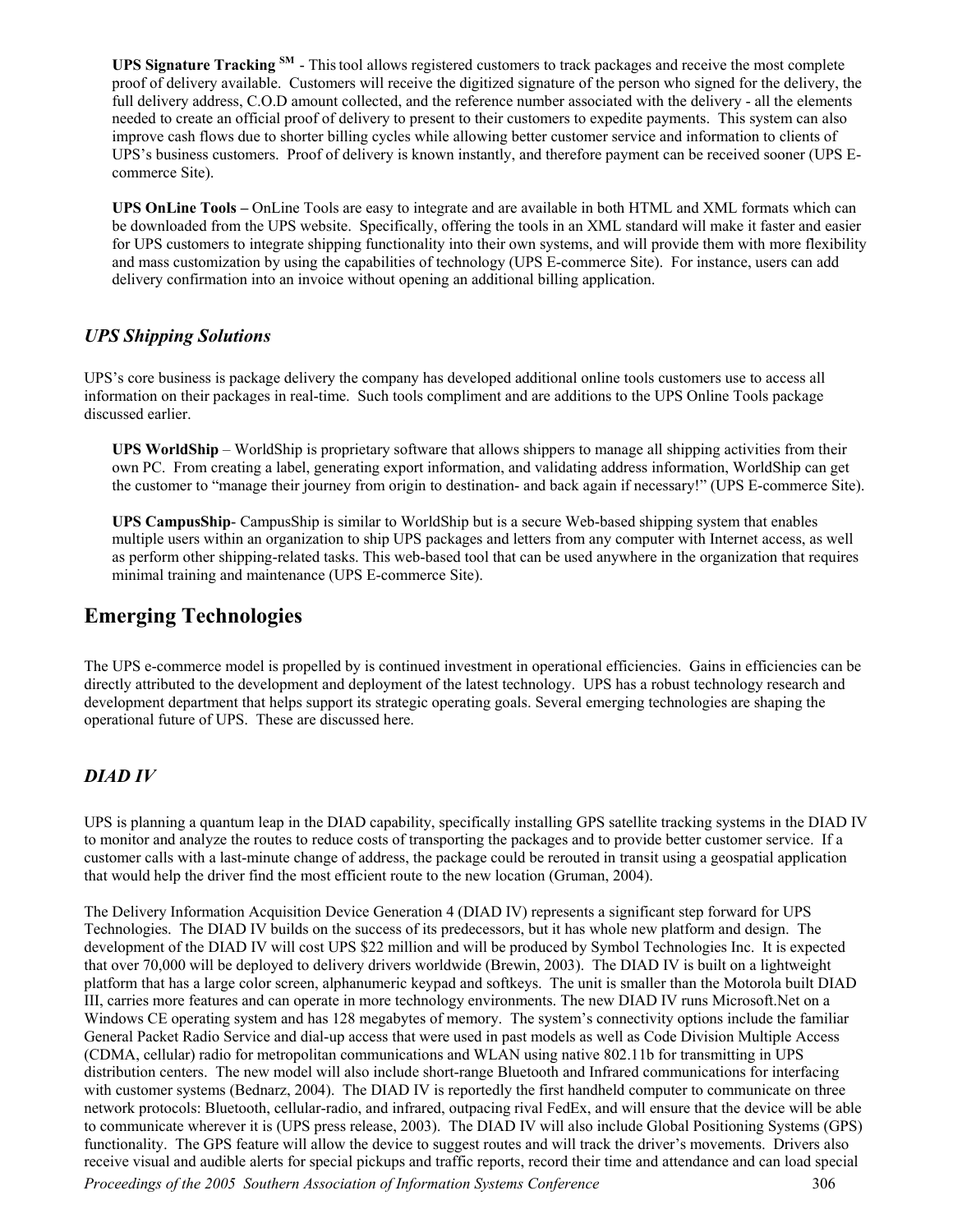**UPS Signature Tracking** SM - This tool allows registered customers to track packages and receive the most complete proof of delivery available. Customers will receive the digitized signature of the person who signed for the delivery, the full delivery address, C.O.D amount collected, and the reference number associated with the delivery - all the elements needed to create an official proof of delivery to present to their customers to expedite payments. This system can also improve cash flows due to shorter billing cycles while allowing better customer service and information to clients of UPS's business customers. Proof of delivery is known instantly, and therefore payment can be received sooner (UPS E-commerce Site).

**UPS OnLine Tools –** OnLine Tools are easy to integrate and are available in both HTML and XML formats which can be downloaded from the UPS website. Specifically, offering the tools in an XML standard will make it faster and easier for UPS customers to integrate shipping functionality into their own systems, and will provide them with more flexibility and mass customization by using the capabilities of technology (UPS E-commerce Site). For instance, users can add delivery confirmation into an invoice without opening an additional billing application.

### *UPS Shipping Solutions*

UPS's core business is package delivery the company has developed additional online tools customers use to access all information on their packages in real-time. Such tools compliment and are additions to the UPS Online Tools package discussed earlier.

**UPS WorldShip** – WorldShip is proprietary software that allows shippers to manage all shipping activities from their own PC. From creating a label, generating export information, and validating address information, WorldShip can get the customer to "manage their journey from origin to destination- and back again if necessary!" (UPS E-commerce Site).

**UPS CampusShip**- CampusShip is similar to WorldShip but is a secure Web-based shipping system that enables multiple users within an organization to ship UPS packages and letters from any computer with Internet access, as well as perform other shipping-related tasks. This web-based tool that can be used anywhere in the organization that requires minimal training and maintenance (UPS E-commerce Site).

## Emerging Technologies

The UPS e-commerce model is propelled by is continued investment in operational efficiencies. Gains in efficiencies can be directly attributed to the development and deployment of the latest technology. UPS has a robust technology research and development department that helps support its strategic operating goals. Several emerging technologies are shaping the operational future of UPS. These are discussed here.

### *DIAD IV*

UPS is planning a quantum leap in the DIAD capability, specifically installing GPS satellite tracking systems in the DIAD IV to monitor and analyze the routes to reduce costs of transporting the packages and to provide better customer service. If a customer calls with a last-minute change of address, the package could be rerouted in transit using a geospatial application that would help the driver find the most efficient route to the new location (Gruman, 2004).

The Delivery Information Acquisition Device Generation 4 (DIAD IV) represents a significant step forward for UPS Technologies. The DIAD IV builds on the success of its predecessors, but it has whole new platform and design. The development of the DIAD IV will cost UPS $22 million and will be produced by Symbol Technologies Inc. It is expected that over 70,000 will be deployed to delivery drivers worldwide (Brewin, 2003). The DIAD IV is built on a lightweight platform that has a large color screen, alphanumeric keypad and softkeys. The unit is smaller than the Motorola built DIAD III, carries more features and can operate in more technology environments. The new DIAD IV runs Microsoft.Net on a Windows CE operating system and has 128 megabytes of memory. The system's connectivity options include the familiar General Packet Radio Service and dial-up access that were used in past models as well as Code Division Multiple Access (CDMA, cellular) radio for metropolitan communications and WLAN using native 802.11b for transmitting in UPS distribution centers. The new model will also include short-range Bluetooth and Infrared communications for interfacing with customer systems (Bednarz, 2004). The DIAD IV is reportedly the first handheld computer to communicate on three network protocols: Bluetooth, cellular-radio, and infrared, outpacing rival FedEx, and will ensure that the device will be able to communicate wherever it is (UPS press release, 2003). The DIAD IV will also include Global Positioning Systems (GPS) functionality. The GPS feature will allow the device to suggest routes and will track the driver's movements. Drivers also receive visual and audible alerts for special pickups and traffic reports, record their time and attendance and can load special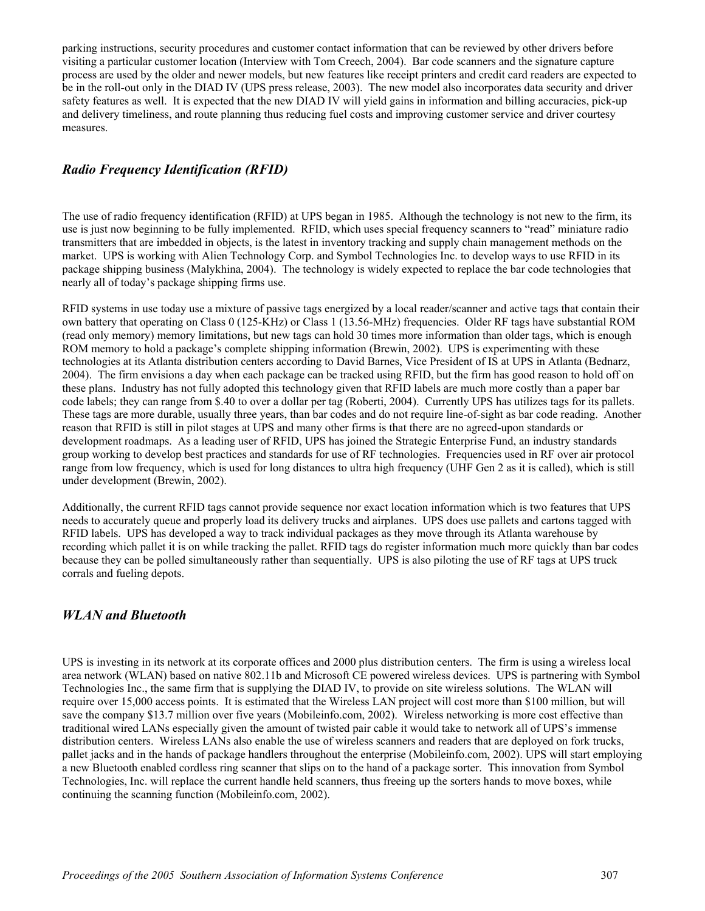parking instructions, security procedures and customer contact information that can be reviewed by other drivers before visiting a particular customer location (Interview with Tom Creech, 2004). Bar code scanners and the signature capture process are used by the older and newer models, but new features like receipt printers and credit card readers are expected to be in the roll-out only in the DIAD IV (UPS press release, 2003). The new model also incorporates data security and driver safety features as well. It is expected that the new DIAD IV will yield gains in information and billing accuracies, pick-up and delivery timeliness, and route planning thus reducing fuel costs and improving customer service and driver courtesy measures.

## *Radio Frequency Identification (RFID)*

The use of radio frequency identification (RFID) at UPS began in 1985. Although the technology is not new to the firm, its use is just now beginning to be fully implemented. RFID, which uses special frequency scanners to "read" miniature radio transmitters that are imbedded in objects, is the latest in inventory tracking and supply chain management methods on the market. UPS is working with Alien Technology Corp. and Symbol Technologies Inc. to develop ways to use RFID in its package shipping business (Malykhina, 2004). The technology is widely expected to replace the bar code technologies that nearly all of today's package shipping firms use.

RFID systems in use today use a mixture of passive tags energized by a local reader/scanner and active tags that contain their own battery that operating on Class 0 (125-KHz) or Class 1 (13.56-MHz) frequencies. Older RF tags have substantial ROM (read only memory) memory limitations, but new tags can hold 30 times more information than older tags, which is enough ROM memory to hold a package's complete shipping information (Brewin, 2002). UPS is experimenting with these technologies at its Atlanta distribution centers according to David Barnes, Vice President of IS at UPS in Atlanta (Bednarz, 2004). The firm envisions a day when each package can be tracked using RFID, but the firm has good reason to hold off on these plans. Industry has not fully adopted this technology given that RFID labels are much more costly than a paper bar code labels; they can range from $.40 to over a dollar per tag (Roberti, 2004). Currently UPS has utilizes tags for its pallets. These tags are more durable, usually three years, than bar codes and do not require line-of-sight as bar code reading. Another reason that RFID is still in pilot stages at UPS and many other firms is that there are no agreed-upon standards or development roadmaps. As a leading user of RFID, UPS has joined the Strategic Enterprise Fund, an industry standards group working to develop best practices and standards for use of RF technologies. Frequencies used in RF over air protocol range from low frequency, which is used for long distances to ultra high frequency (UHF Gen 2 as it is called), which is still under development (Brewin, 2002).

Additionally, the current RFID tags cannot provide sequence nor exact location information which is two features that UPS needs to accurately queue and properly load its delivery trucks and airplanes. UPS does use pallets and cartons tagged with RFID labels. UPS has developed a way to track individual packages as they move through its Atlanta warehouse by recording which pallet it is on while tracking the pallet. RFID tags do register information much more quickly than bar codes because they can be polled simultaneously rather than sequentially. UPS is also piloting the use of RF tags at UPS truck corrals and fueling depots.

## *WLAN and Bluetooth*

UPS is investing in its network at its corporate offices and 2000 plus distribution centers. The firm is using a wireless local area network (WLAN) based on native 802.11b and Microsoft CE powered wireless devices. UPS is partnering with Symbol Technologies Inc., the same firm that is supplying the DIAD IV, to provide on site wireless solutions. The WLAN will require over 15,000 access points. It is estimated that the Wireless LAN project will cost more than $100 million, but will save the company $13.7 million over five years (Mobileinfo.com, 2002). Wireless networking is more cost effective than traditional wired LANs especially given the amount of twisted pair cable it would take to network all of UPS's immense distribution centers. Wireless LANs also enable the use of wireless scanners and readers that are deployed on fork trucks, pallet jacks and in the hands of package handlers throughout the enterprise (Mobileinfo.com, 2002). UPS will start employing a new Bluetooth enabled cordless ring scanner that slips on to the hand of a package sorter. This innovation from Symbol Technologies, Inc. will replace the current handle held scanners, thus freeing up the sorters hands to move boxes, while continuing the scanning function (Mobileinfo.com, 2002).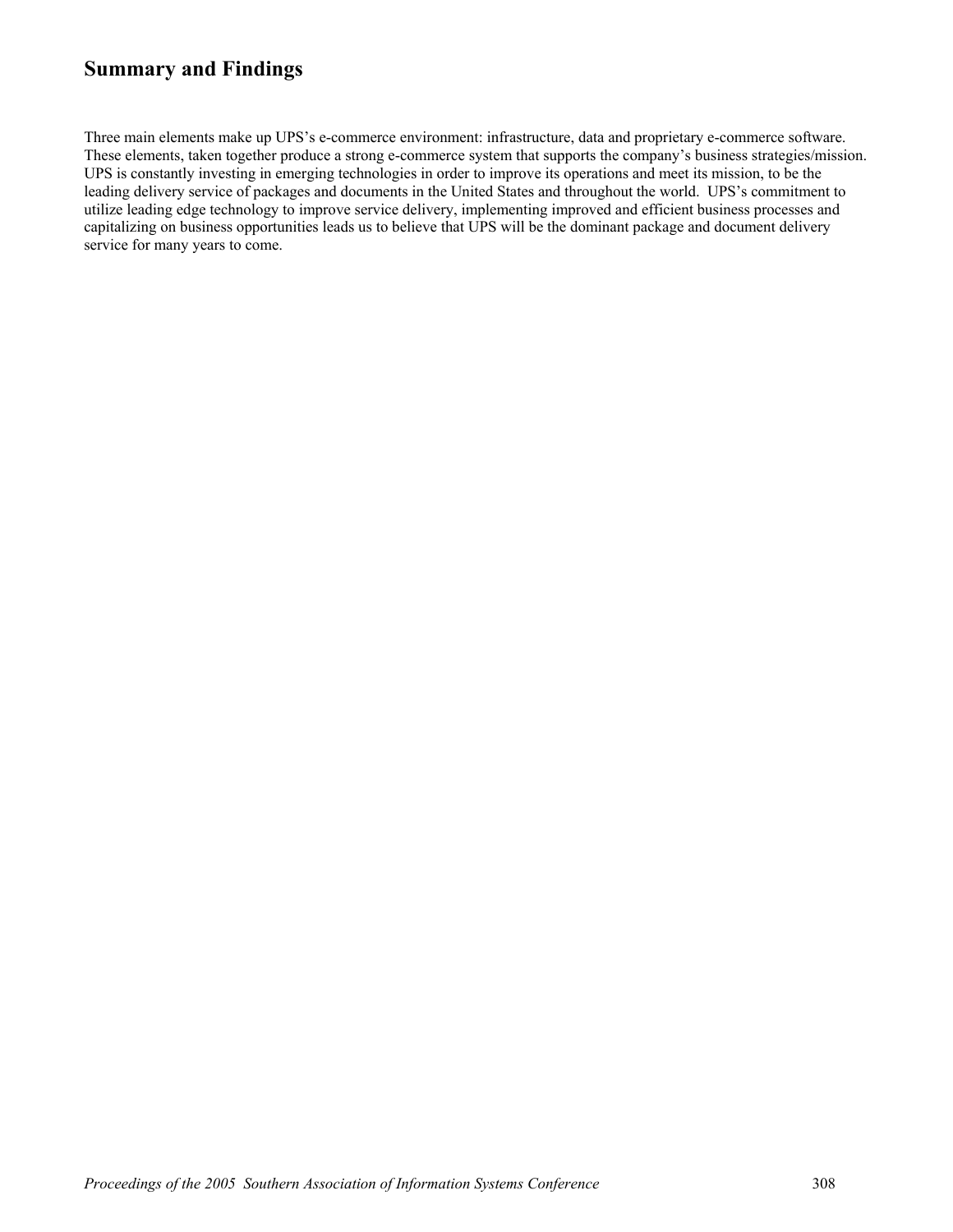## Summary and Findings

Three main elements make up UPS's e-commerce environment: infrastructure, data and proprietary e-commerce software. These elements, taken together produce a strong e-commerce system that supports the company's business strategies/mission. UPS is constantly investing in emerging technologies in order to improve its operations and meet its mission, to be the leading delivery service of packages and documents in the United States and throughout the world. UPS's commitment to utilize leading edge technology to improve service delivery, implementing improved and efficient business processes and capitalizing on business opportunities leads us to believe that UPS will be the dominant package and document delivery service for many years to come.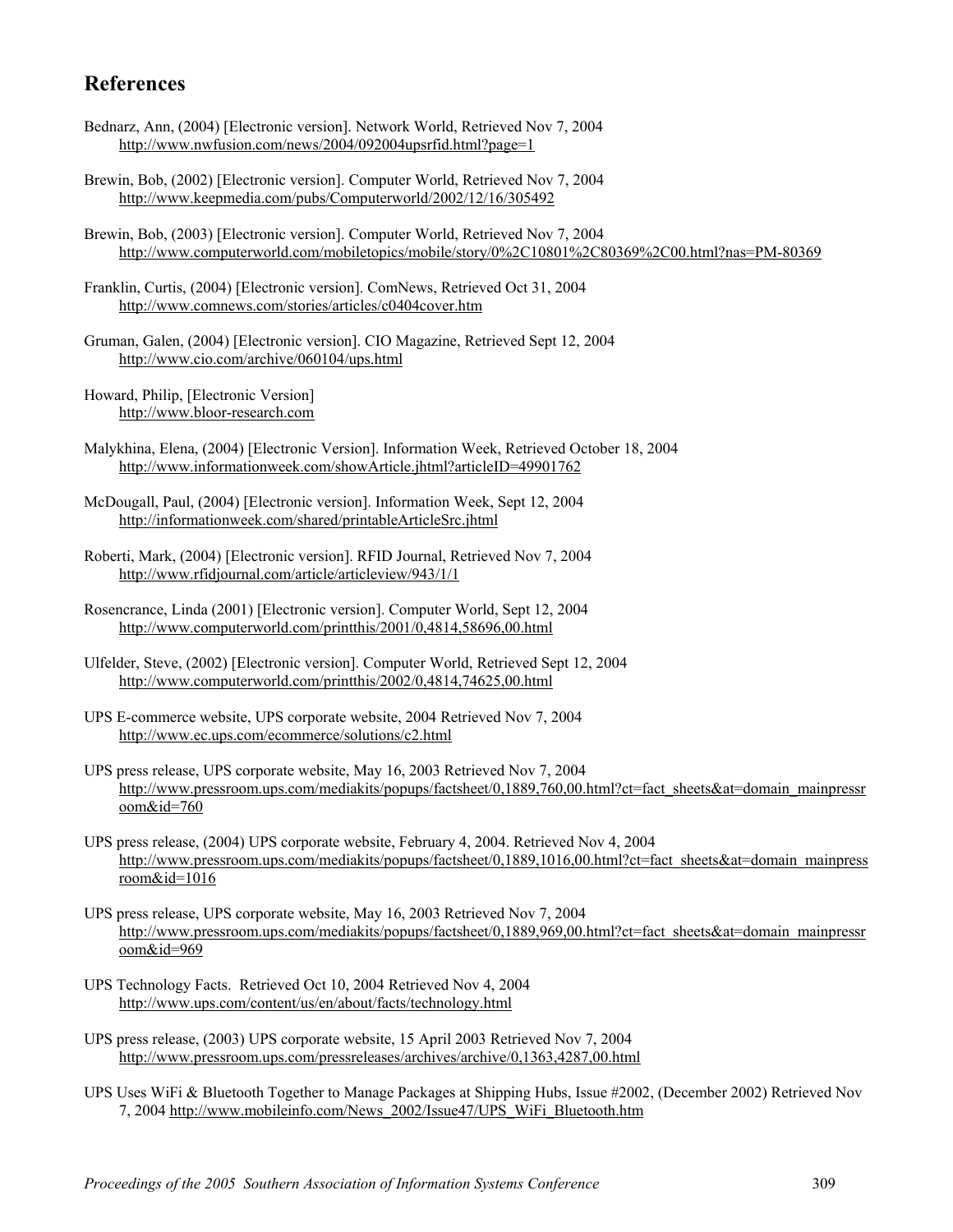## References

Bednarz, Ann, (2004) [Electronic version]. Network World, Retrieved Nov 7, 2004
http://www.nwfusion.com/news/2004/092004upsrfid.html?page=1

Brewin, Bob, (2002) [Electronic version]. Computer World, Retrieved Nov 7, 2004
http://www.keepmedia.com/pubs/Computerworld/2002/12/16/305492

Brewin, Bob, (2003) [Electronic version]. Computer World, Retrieved Nov 7, 2004
http://www.computerworld.com/mobiletopics/mobile/story/0%2C10801%2C80369%2C00.html?nas=PM-80369

Franklin, Curtis, (2004) [Electronic version]. ComNews, Retrieved Oct 31, 2004
http://www.comnews.com/stories/articles/c0404cover.htm

Gruman, Galen, (2004) [Electronic version]. CIO Magazine, Retrieved Sept 12, 2004
http://www.cio.com/archive/060104/ups.html

Howard, Philip, [Electronic Version]
http://www.bloor-research.com

Malykhina, Elena, (2004) [Electronic Version]. Information Week, Retrieved October 18, 2004
http://www.informationweek.com/showArticle.jhtml?articleID=49901762

McDougall, Paul, (2004) [Electronic version]. Information Week, Sept 12, 2004
http://informationweek.com/shared/printableArticleSrc.jhtml

Roberti, Mark, (2004) [Electronic version]. RFID Journal, Retrieved Nov 7, 2004
http://www.rfidjournal.com/article/articleview/943/1/1

Rosencrance, Linda (2001) [Electronic version]. Computer World, Sept 12, 2004
http://www.computerworld.com/printthis/2001/0,4814,58696,00.html

Ulfelder, Steve, (2002) [Electronic version]. Computer World, Retrieved Sept 12, 2004
http://www.computerworld.com/printthis/2002/0,4814,74625,00.html

UPS E-commerce website, UPS corporate website, 2004 Retrieved Nov 7, 2004
http://www.ec.ups.com/ecommerce/solutions/c2.html

UPS press release, UPS corporate website, May 16, 2003 Retrieved Nov 7, 2004
http://www.pressroom.ups.com/mediakits/popups/factsheet/0,1889,760,00.html?ct=fact_sheets&at=domain_mainpressroom&id=760

UPS press release, (2004) UPS corporate website, February 4, 2004. Retrieved Nov 4, 2004
http://www.pressroom.ups.com/mediakits/popups/factsheet/0,1889,1016,00.html?ct=fact_sheets&at=domain_mainpressroom&id=1016

UPS press release, UPS corporate website, May 16, 2003 Retrieved Nov 7, 2004
http://www.pressroom.ups.com/mediakits/popups/factsheet/0,1889,969,00.html?ct=fact_sheets&at=domain_mainpressroom&id=969

UPS Technology Facts. Retrieved Oct 10, 2004 Retrieved Nov 4, 2004
http://www.ups.com/content/us/en/about/facts/technology.html

UPS press release, (2003) UPS corporate website, 15 April 2003 Retrieved Nov 7, 2004
http://www.pressroom.ups.com/pressreleases/archives/archive/0,1363,4287,00.html

UPS Uses WiFi & Bluetooth Together to Manage Packages at Shipping Hubs, Issue #2002, (December 2002) Retrieved Nov 7, 2004 http://www.mobileinfo.com/News_2002/Issue47/UPS_WiFi_Bluetooth.htm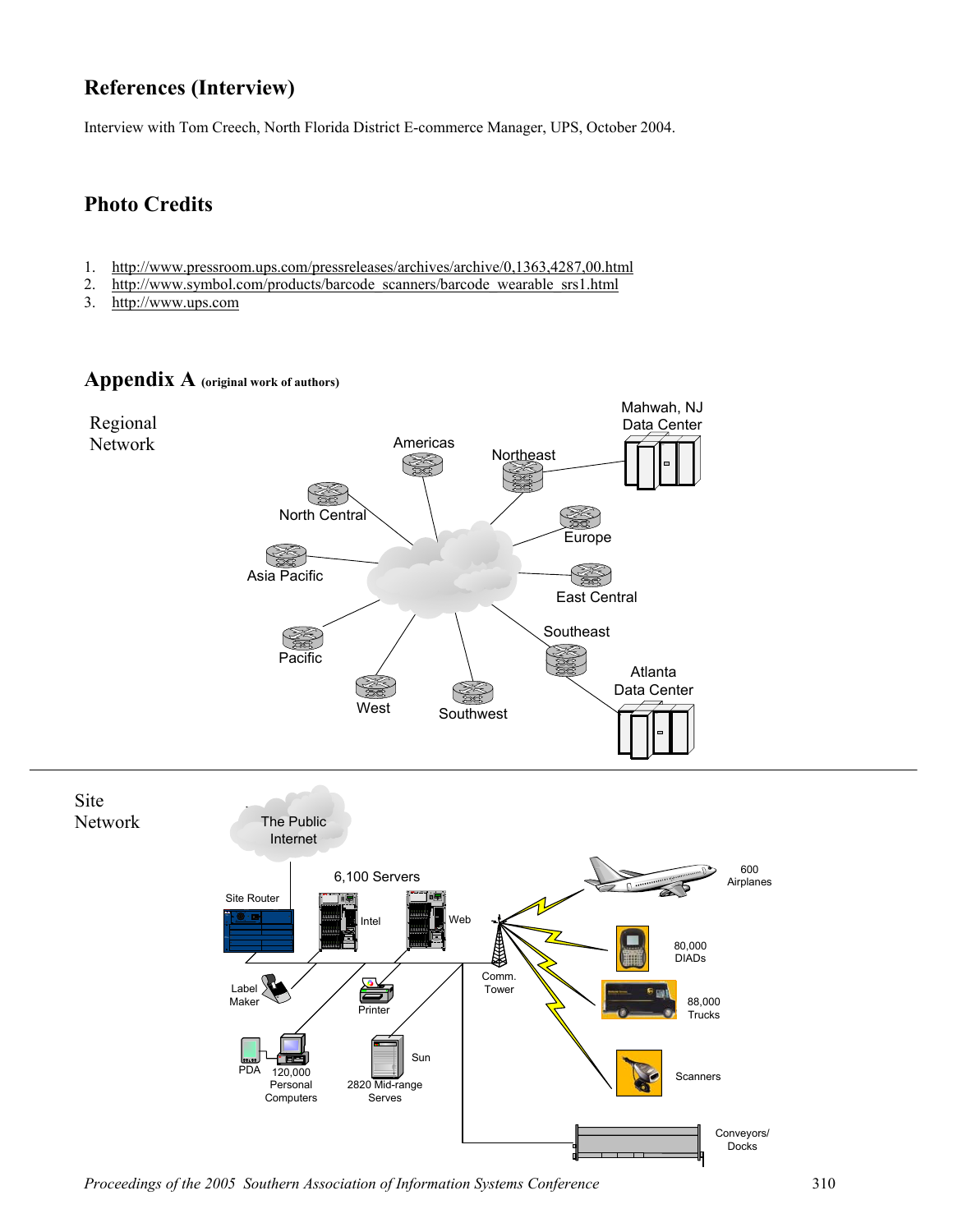## References (Interview)

Interview with Tom Creech, North Florida District E-commerce Manager, UPS, October 2004.

## Photo Credits

1. http://www.pressroom.ups.com/pressreleases/archives/archive/0,1363,4287,00.html
2. http://www.symbol.com/products/barcode_scanners/barcode_wearable_srs1.html
3. http://www.ups.com

## Appendix A (original work of authors)

Regional Network

Mahwah, NJ Data Center
Americas
Northeast
North Central
Europe
Asia Pacific
East Central
Southeast
Pacific
Atlanta Data Center
West
Southwest

Site Network

The Public Internet
6,100 Servers
Site Router
Intel
Web
600 Airplanes
80,000 DIADs
88,000 Trucks
Scanners
Comm. Tower
Label Maker
Printer
PDA
120,000 Personal Computers
Sun
2820 Mid-range Serves
Conveyors/ Docks